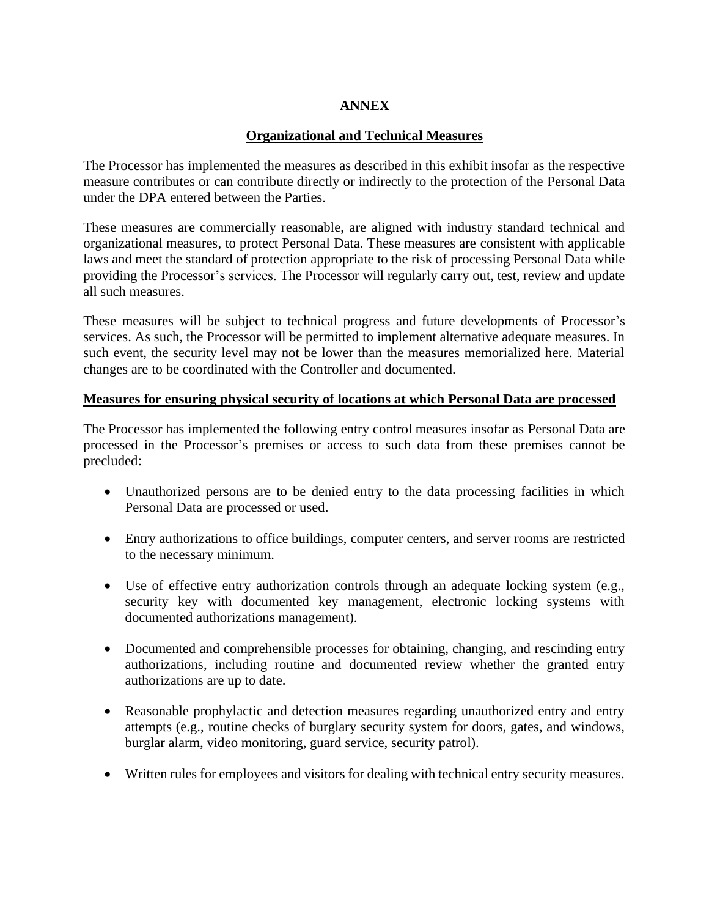**ANNEX**

**Organizational and Technical Measures**

The Processor has implemented the measures as described in this exhibit insofar as the respective measure contributes or can contribute directly or indirectly to the protection of the Personal Data under the DPA entered between the Parties.

These measures are commercially reasonable, are aligned with industry standard technical and organizational measures, to protect Personal Data. These measures are consistent with applicable laws and meet the standard of protection appropriate to the risk of processing Personal Data while providing the Processor's services. The Processor will regularly carry out, test, review and update all such measures.

These measures will be subject to technical progress and future developments of Processor's services. As such, the Processor will be permitted to implement alternative adequate measures. In such event, the security level may not be lower than the measures memorialized here. Material changes are to be coordinated with the Controller and documented.

**Measures for ensuring physical security of locations at which Personal Data are processed**

The Processor has implemented the following entry control measures insofar as Personal Data are processed in the Processor's premises or access to such data from these premises cannot be precluded:

- Unauthorized persons are to be denied entry to the data processing facilities in which Personal Data are processed or used.
- Entry authorizations to office buildings, computer centers, and server rooms are restricted to the necessary minimum.
- Use of effective entry authorization controls through an adequate locking system (e.g., security key with documented key management, electronic locking systems with documented authorizations management).
- Documented and comprehensible processes for obtaining, changing, and rescinding entry authorizations, including routine and documented review whether the granted entry authorizations are up to date.
- Reasonable prophylactic and detection measures regarding unauthorized entry and entry attempts (e.g., routine checks of burglary security system for doors, gates, and windows, burglar alarm, video monitoring, guard service, security patrol).
- Written rules for employees and visitors for dealing with technical entry security measures.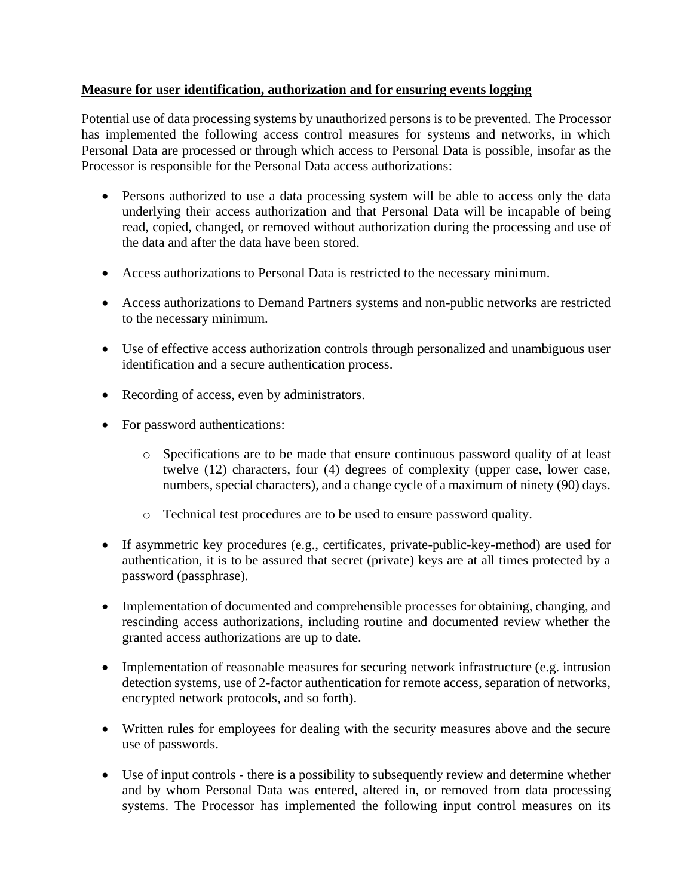**Measure for user identification, authorization and for ensuring events logging**

Potential use of data processing systems by unauthorized persons is to be prevented. The Processor has implemented the following access control measures for systems and networks, in which Personal Data are processed or through which access to Personal Data is possible, insofar as the Processor is responsible for the Personal Data access authorizations:

- Persons authorized to use a data processing system will be able to access only the data underlying their access authorization and that Personal Data will be incapable of being read, copied, changed, or removed without authorization during the processing and use of the data and after the data have been stored.
- Access authorizations to Personal Data is restricted to the necessary minimum.
- Access authorizations to Demand Partners systems and non-public networks are restricted to the necessary minimum.
- Use of effective access authorization controls through personalized and unambiguous user identification and a secure authentication process.
- Recording of access, even by administrators.
- For password authentications:
  - Specifications are to be made that ensure continuous password quality of at least twelve (12) characters, four (4) degrees of complexity (upper case, lower case, numbers, special characters), and a change cycle of a maximum of ninety (90) days.
  - Technical test procedures are to be used to ensure password quality.
- If asymmetric key procedures (e.g., certificates, private-public-key-method) are used for authentication, it is to be assured that secret (private) keys are at all times protected by a password (passphrase).
- Implementation of documented and comprehensible processes for obtaining, changing, and rescinding access authorizations, including routine and documented review whether the granted access authorizations are up to date.
- Implementation of reasonable measures for securing network infrastructure (e.g. intrusion detection systems, use of 2-factor authentication for remote access, separation of networks, encrypted network protocols, and so forth).
- Written rules for employees for dealing with the security measures above and the secure use of passwords.
- Use of input controls - there is a possibility to subsequently review and determine whether and by whom Personal Data was entered, altered in, or removed from data processing systems. The Processor has implemented the following input control measures on its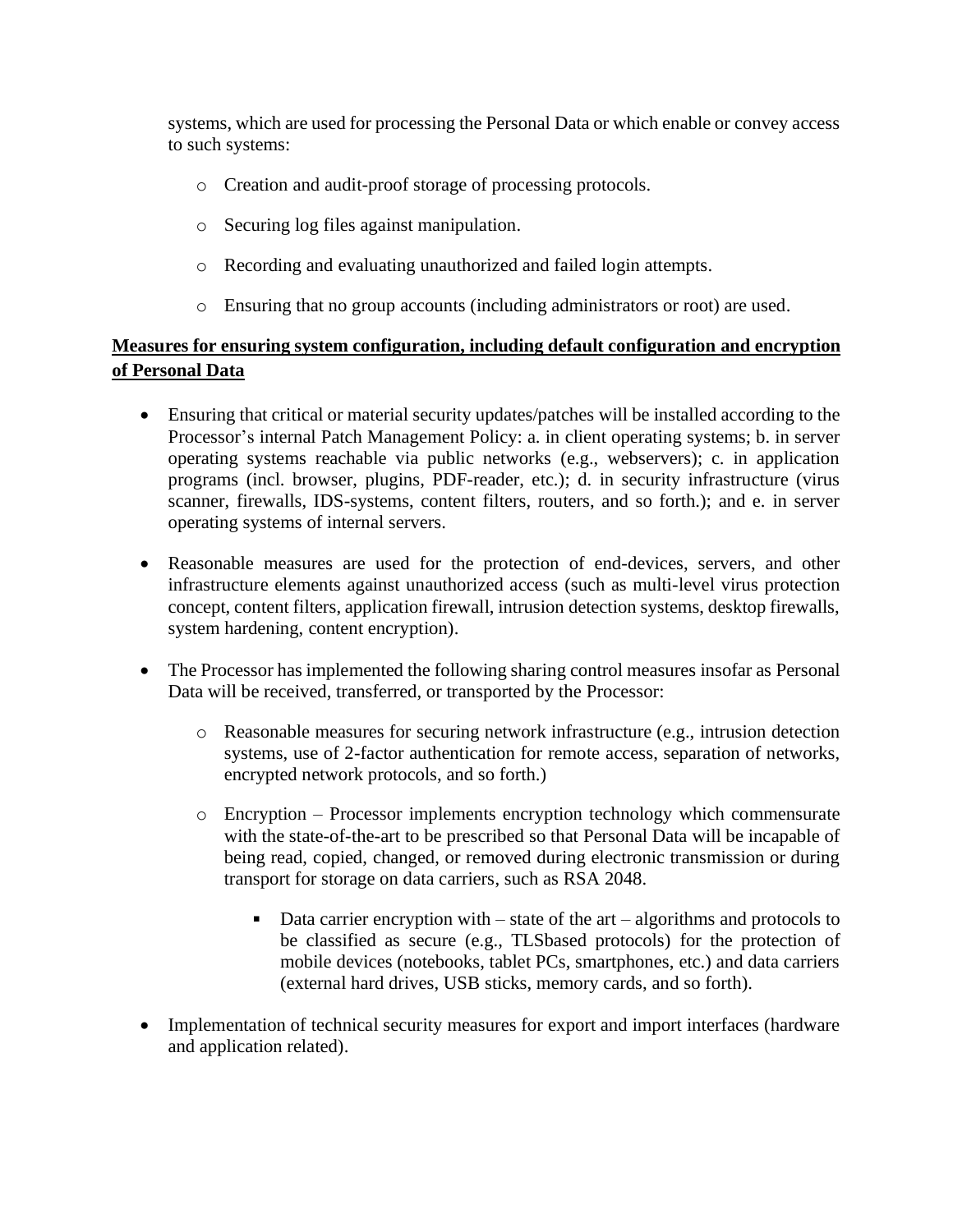systems, which are used for processing the Personal Data or which enable or convey access to such systems:

- Creation and audit-proof storage of processing protocols.
- Securing log files against manipulation.
- Recording and evaluating unauthorized and failed login attempts.
- Ensuring that no group accounts (including administrators or root) are used.

**Measures for ensuring system configuration, including default configuration and encryption of Personal Data**

- Ensuring that critical or material security updates/patches will be installed according to the Processor's internal Patch Management Policy: a. in client operating systems; b. in server operating systems reachable via public networks (e.g., webservers); c. in application programs (incl. browser, plugins, PDF-reader, etc.); d. in security infrastructure (virus scanner, firewalls, IDS-systems, content filters, routers, and so forth.); and e. in server operating systems of internal servers.

- Reasonable measures are used for the protection of end-devices, servers, and other infrastructure elements against unauthorized access (such as multi-level virus protection concept, content filters, application firewall, intrusion detection systems, desktop firewalls, system hardening, content encryption).

- The Processor has implemented the following sharing control measures insofar as Personal Data will be received, transferred, or transported by the Processor:
  - Reasonable measures for securing network infrastructure (e.g., intrusion detection systems, use of 2-factor authentication for remote access, separation of networks, encrypted network protocols, and so forth.)
  - Encryption – Processor implements encryption technology which commensurate with the state-of-the-art to be prescribed so that Personal Data will be incapable of being read, copied, changed, or removed during electronic transmission or during transport for storage on data carriers, such as RSA 2048.
    - Data carrier encryption with – state of the art – algorithms and protocols to be classified as secure (e.g., TLSbased protocols) for the protection of mobile devices (notebooks, tablet PCs, smartphones, etc.) and data carriers (external hard drives, USB sticks, memory cards, and so forth).

- Implementation of technical security measures for export and import interfaces (hardware and application related).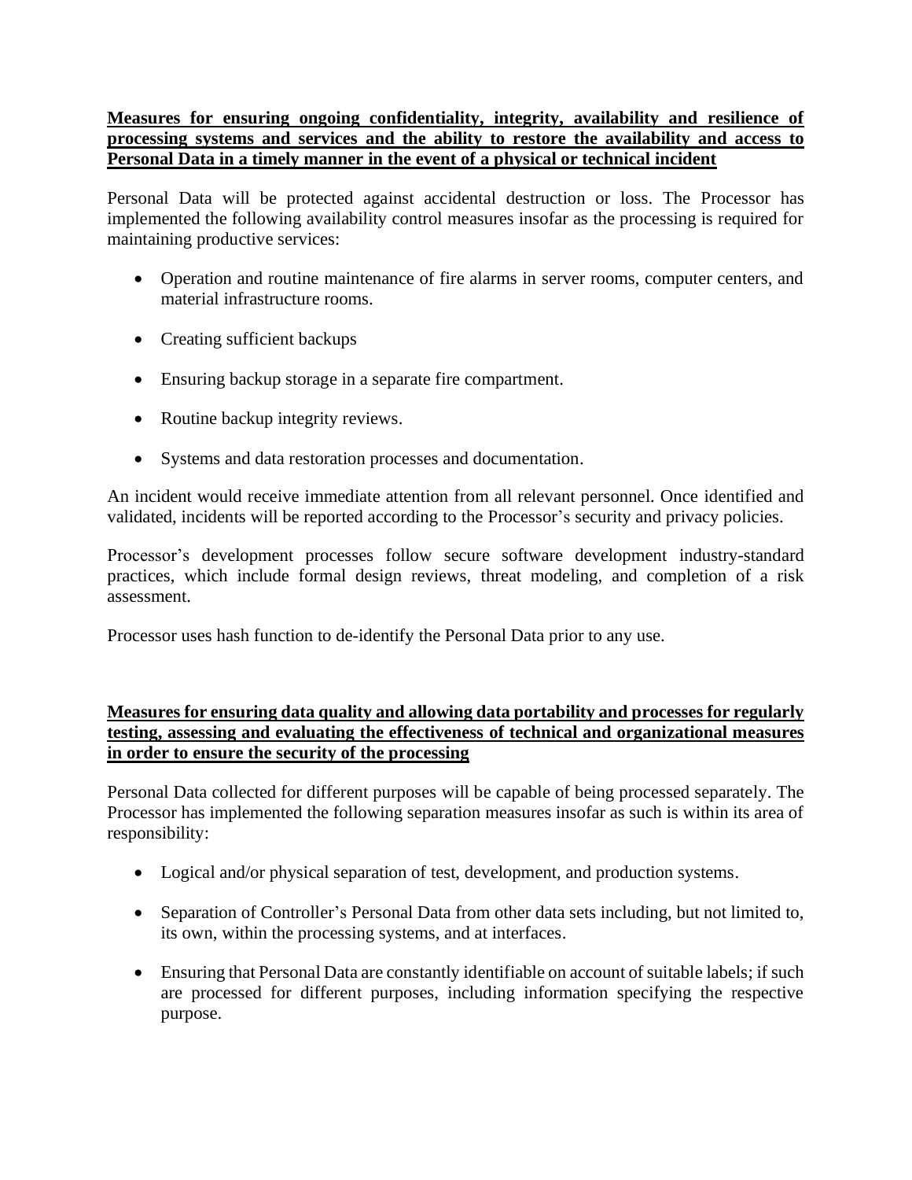**Measures for ensuring ongoing confidentiality, integrity, availability and resilience of processing systems and services and the ability to restore the availability and access to Personal Data in a timely manner in the event of a physical or technical incident**

Personal Data will be protected against accidental destruction or loss. The Processor has implemented the following availability control measures insofar as the processing is required for maintaining productive services:

- Operation and routine maintenance of fire alarms in server rooms, computer centers, and material infrastructure rooms.
- Creating sufficient backups
- Ensuring backup storage in a separate fire compartment.
- Routine backup integrity reviews.
- Systems and data restoration processes and documentation.

An incident would receive immediate attention from all relevant personnel. Once identified and validated, incidents will be reported according to the Processor's security and privacy policies.

Processor's development processes follow secure software development industry-standard practices, which include formal design reviews, threat modeling, and completion of a risk assessment.

Processor uses hash function to de-identify the Personal Data prior to any use.

**Measures for ensuring data quality and allowing data portability and processes for regularly testing, assessing and evaluating the effectiveness of technical and organizational measures in order to ensure the security of the processing**

Personal Data collected for different purposes will be capable of being processed separately. The Processor has implemented the following separation measures insofar as such is within its area of responsibility:

- Logical and/or physical separation of test, development, and production systems.
- Separation of Controller's Personal Data from other data sets including, but not limited to, its own, within the processing systems, and at interfaces.
- Ensuring that Personal Data are constantly identifiable on account of suitable labels; if such are processed for different purposes, including information specifying the respective purpose.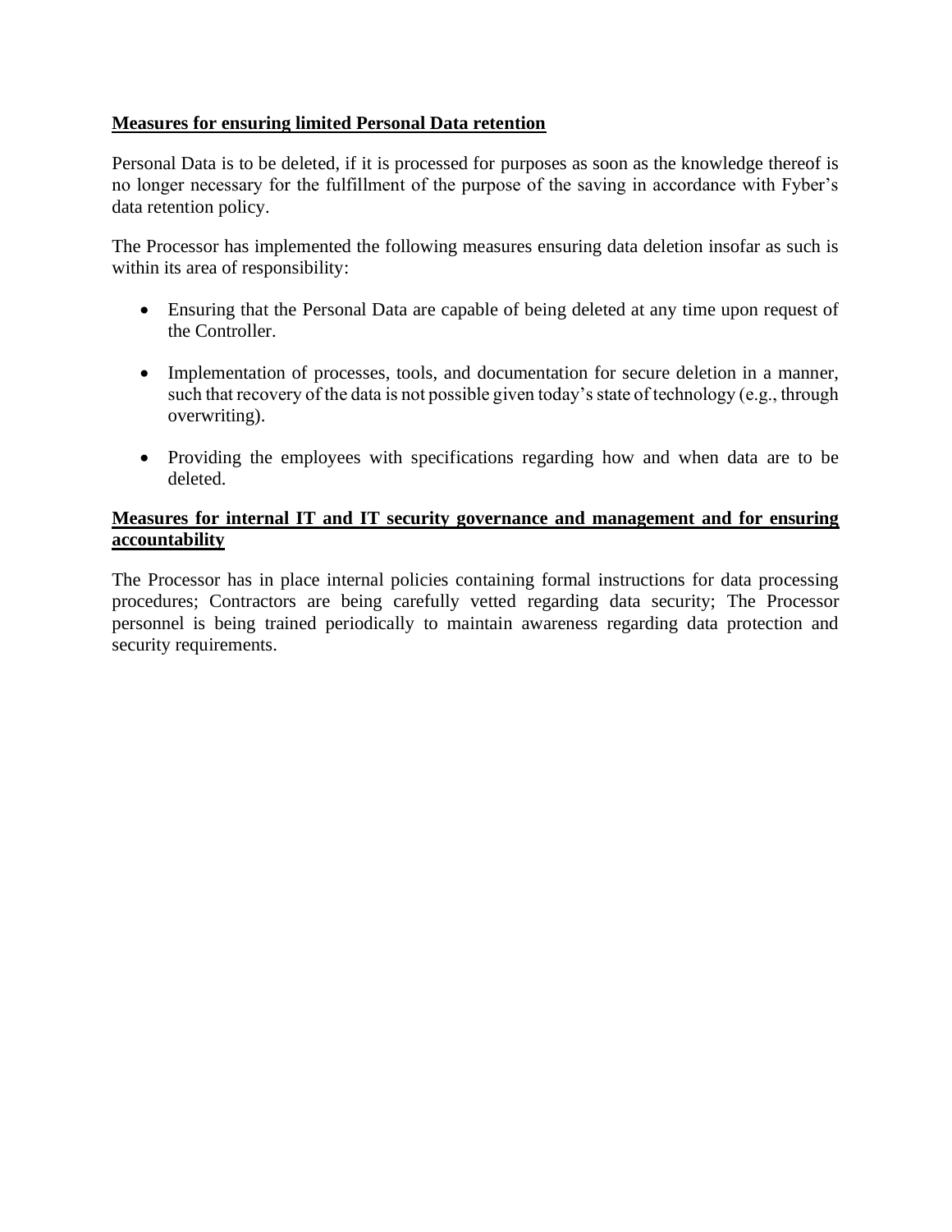**Measures for ensuring limited Personal Data retention**

Personal Data is to be deleted, if it is processed for purposes as soon as the knowledge thereof is no longer necessary for the fulfillment of the purpose of the saving in accordance with Fyber's data retention policy.

The Processor has implemented the following measures ensuring data deletion insofar as such is within its area of responsibility:

- Ensuring that the Personal Data are capable of being deleted at any time upon request of the Controller.
- Implementation of processes, tools, and documentation for secure deletion in a manner, such that recovery of the data is not possible given today's state of technology (e.g., through overwriting).
- Providing the employees with specifications regarding how and when data are to be deleted.

**Measures for internal IT and IT security governance and management and for ensuring accountability**

The Processor has in place internal policies containing formal instructions for data processing procedures; Contractors are being carefully vetted regarding data security; The Processor personnel is being trained periodically to maintain awareness regarding data protection and security requirements.